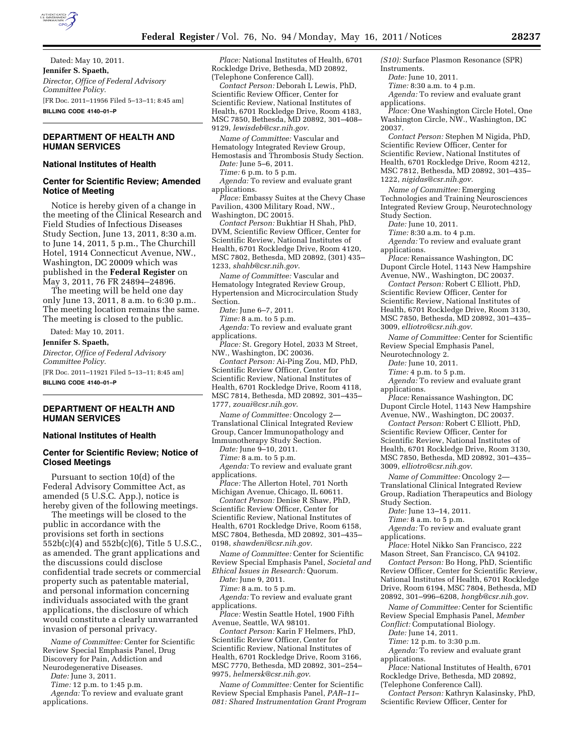Dated: May 10, 2011.

**Jennifer S. Spaeth,**

*Director, Office of Federal Advisory Committee Policy.*

[FR Doc. 2011–11956 Filed 5–13–11; 8:45 am]

**BILLING CODE 4140–01–P**

## DEPARTMENT OF HEALTH AND HUMAN SERVICES

### National Institutes of Health

### Center for Scientific Review; Amended Notice of Meeting

Notice is hereby given of a change in the meeting of the Clinical Research and Field Studies of Infectious Diseases Study Section, June 13, 2011, 8:30 a.m. to June 14, 2011, 5 p.m., The Churchill Hotel, 1914 Connecticut Avenue, NW., Washington, DC 20009 which was published in the **Federal Register** on May 3, 2011, 76 FR 24894–24896.

The meeting will be held one day only June 13, 2011, 8 a.m. to 6:30 p.m.. The meeting location remains the same. The meeting is closed to the public.

Dated: May 10, 2011.

**Jennifer S. Spaeth,**

*Director, Office of Federal Advisory Committee Policy.*

[FR Doc. 2011–11921 Filed 5–13–11; 8:45 am]

**BILLING CODE 4140–01–P**

## DEPARTMENT OF HEALTH AND HUMAN SERVICES

### National Institutes of Health

### Center for Scientific Review; Notice of Closed Meetings

Pursuant to section 10(d) of the Federal Advisory Committee Act, as amended (5 U.S.C. App.), notice is hereby given of the following meetings.

The meetings will be closed to the public in accordance with the provisions set forth in sections 552b(c)(4) and 552b(c)(6), Title 5 U.S.C., as amended. The grant applications and the discussions could disclose confidential trade secrets or commercial property such as patentable material, and personal information concerning individuals associated with the grant applications, the disclosure of which would constitute a clearly unwarranted invasion of personal privacy.

*Name of Committee:* Center for Scientific Review Special Emphasis Panel, Drug Discovery for Pain, Addiction and Neurodegenerative Diseases.

*Date:* June 3, 2011.

*Time:* 12 p.m. to 1:45 p.m.

*Agenda:* To review and evaluate grant applications.

*Place:* National Institutes of Health, 6701 Rockledge Drive, Bethesda, MD 20892, (Telephone Conference Call).

*Contact Person:* Deborah L Lewis, PhD, Scientific Review Officer, Center for Scientific Review, National Institutes of Health, 6701 Rockledge Drive, Room 4183, MSC 7850, Bethesda, MD 20892, 301–408–9129, *lewisdeb@csr.nih.gov*.

*Name of Committee:* Vascular and Hematology Integrated Review Group, Hemostasis and Thrombosis Study Section.

*Date:* June 5–6, 2011.

*Time:* 6 p.m. to 5 p.m.

*Agenda:* To review and evaluate grant applications.

*Place:* Embassy Suites at the Chevy Chase Pavilion, 4300 Military Road, NW., Washington, DC 20015.

*Contact Person:* Bukhtiar H Shah, PhD, DVM, Scientific Review Officer, Center for Scientific Review, National Institutes of Health, 6701 Rockledge Drive, Room 4120, MSC 7802, Bethesda, MD 20892, (301) 435–1233, *shahb@csr.nih.gov*.

*Name of Committee:* Vascular and Hematology Integrated Review Group, Hypertension and Microcirculation Study Section.

*Date:* June 6–7, 2011.

*Time:* 8 a.m. to 5 p.m.

*Agenda:* To review and evaluate grant applications.

*Place:* St. Gregory Hotel, 2033 M Street, NW., Washington, DC 20036.

*Contact Person:* Ai-Ping Zou, MD, PhD, Scientific Review Officer, Center for Scientific Review, National Institutes of Health, 6701 Rockledge Drive, Room 4118, MSC 7814, Bethesda, MD 20892, 301–435–1777, *zouai@csr.nih.gov*.

*Name of Committee:* Oncology 2—Translational Clinical Integrated Review Group, Cancer Immunopathology and Immunotherapy Study Section.

*Date:* June 9–10, 2011.

*Time:* 8 a.m. to 5 p.m.

*Agenda:* To review and evaluate grant applications.

*Place:* The Allerton Hotel, 701 North Michigan Avenue, Chicago, IL 60611.

*Contact Person:* Denise R Shaw, PhD, Scientific Review Officer, Center for Scientific Review, National Institutes of Health, 6701 Rockledge Drive, Room 6158, MSC 7804, Bethesda, MD 20892, 301–435–0198, *shawdeni@csr.nih.gov*.

*Name of Committee:* Center for Scientific Review Special Emphasis Panel, *Societal and Ethical Issues in Research:* Quorum.

*Date:* June 9, 2011.

*Time:* 8 a.m. to 5 p.m.

*Agenda:* To review and evaluate grant applications.

*Place:* Westin Seattle Hotel, 1900 Fifth Avenue, Seattle, WA 98101.

*Contact Person:* Karin F Helmers, PhD, Scientific Review Officer, Center for Scientific Review, National Institutes of Health, 6701 Rockledge Drive, Room 3166, MSC 7770, Bethesda, MD 20892, 301–254–9975, *helmersk@csr.nih.gov*.

*Name of Committee:* Center for Scientific Review Special Emphasis Panel, *PAR–11–081: Shared Instrumentation Grant Program (S10):* Surface Plasmon Resonance (SPR) Instruments.

*Date:* June 10, 2011.

*Time:* 8:30 a.m. to 4 p.m.

*Agenda:* To review and evaluate grant applications.

*Place:* One Washington Circle Hotel, One Washington Circle, NW., Washington, DC 20037.

*Contact Person:* Stephen M Nigida, PhD, Scientific Review Officer, Center for Scientific Review, National Institutes of Health, 6701 Rockledge Drive, Room 4212, MSC 7812, Bethesda, MD 20892, 301–435–1222, *nigidas@csr.nih.gov*.

*Name of Committee:* Emerging Technologies and Training Neurosciences Integrated Review Group, Neurotechnology Study Section.

*Date:* June 10, 2011.

*Time:* 8:30 a.m. to 4 p.m.

*Agenda:* To review and evaluate grant applications.

*Place:* Renaissance Washington, DC Dupont Circle Hotel, 1143 New Hampshire Avenue, NW., Washington, DC 20037.

*Contact Person:* Robert C Elliott, PhD, Scientific Review Officer, Center for Scientific Review, National Institutes of Health, 6701 Rockledge Drive, Room 3130, MSC 7850, Bethesda, MD 20892, 301–435–3009, *elliotro@csr.nih.gov*.

*Name of Committee:* Center for Scientific Review Special Emphasis Panel, Neurotechnology 2.

*Date:* June 10, 2011.

*Time:* 4 p.m. to 5 p.m.

*Agenda:* To review and evaluate grant applications.

*Place:* Renaissance Washington, DC Dupont Circle Hotel, 1143 New Hampshire Avenue, NW., Washington, DC 20037.

*Contact Person:* Robert C Elliott, PhD, Scientific Review Officer, Center for Scientific Review, National Institutes of Health, 6701 Rockledge Drive, Room 3130, MSC 7850, Bethesda, MD 20892, 301–435–3009, *elliotro@csr.nih.gov*.

*Name of Committee:* Oncology 2—Translational Clinical Integrated Review Group, Radiation Therapeutics and Biology Study Section.

*Date:* June 13–14, 2011.

*Time:* 8 a.m. to 5 p.m.

*Agenda:* To review and evaluate grant applications.

*Place:* Hotel Nikko San Francisco, 222 Mason Street, San Francisco, CA 94102.

*Contact Person:* Bo Hong, PhD, Scientific Review Officer, Center for Scientific Review, National Institutes of Health, 6701 Rockledge Drive, Room 6194, MSC 7804, Bethesda, MD 20892, 301–996–6208, *hongb@csr.nih.gov*.

*Name of Committee:* Center for Scientific Review Special Emphasis Panel, *Member Conflict:* Computational Biology.

*Date:* June 14, 2011.

*Time:* 12 p.m. to 3:30 p.m.

*Agenda:* To review and evaluate grant applications.

*Place:* National Institutes of Health, 6701 Rockledge Drive, Bethesda, MD 20892, (Telephone Conference Call).

*Contact Person:* Kathryn Kalasinsky, PhD, Scientific Review Officer, Center for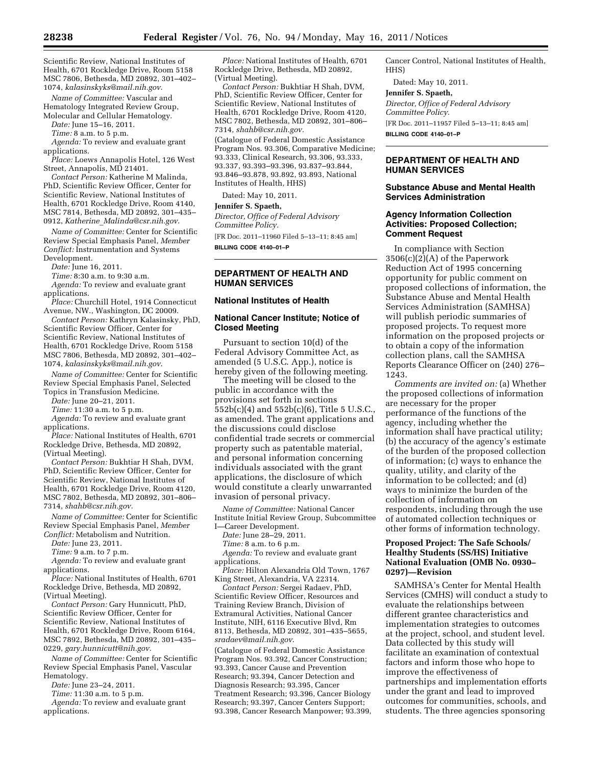Scientific Review, National Institutes of Health, 6701 Rockledge Drive, Room 5158 MSC 7806, Bethesda, MD 20892, 301–402–1074, *kalasinskyks@mail.nih.gov*.

*Name of Committee:* Vascular and Hematology Integrated Review Group, Molecular and Cellular Hematology.

*Date:* June 15–16, 2011.

*Time:* 8 a.m. to 5 p.m.

*Agenda:* To review and evaluate grant applications.

*Place:* Loews Annapolis Hotel, 126 West Street, Annapolis, MD 21401.

*Contact Person:* Katherine M Malinda, PhD, Scientific Review Officer, Center for Scientific Review, National Institutes of Health, 6701 Rockledge Drive, Room 4140, MSC 7814, Bethesda, MD 20892, 301–435–0912, *Katherine_Malinda@csr.nih.gov*.

*Name of Committee:* Center for Scientific Review Special Emphasis Panel, *Member Conflict:* Instrumentation and Systems Development.

*Date:* June 16, 2011.

*Time:* 8:30 a.m. to 9:30 a.m.

*Agenda:* To review and evaluate grant applications.

*Place:* Churchill Hotel, 1914 Connecticut Avenue, NW., Washington, DC 20009.

*Contact Person:* Kathryn Kalasinsky, PhD, Scientific Review Officer, Center for Scientific Review, National Institutes of Health, 6701 Rockledge Drive, Room 5158 MSC 7806, Bethesda, MD 20892, 301–402–1074, *kalasinskyks@mail.nih.gov*.

*Name of Committee:* Center for Scientific Review Special Emphasis Panel, Selected Topics in Transfusion Medicine.

*Date:* June 20–21, 2011.

*Time:* 11:30 a.m. to 5 p.m.

*Agenda:* To review and evaluate grant applications.

*Place:* National Institutes of Health, 6701 Rockledge Drive, Bethesda, MD 20892, (Virtual Meeting).

*Contact Person:* Bukhtiar H Shah, DVM, PhD, Scientific Review Officer, Center for Scientific Review, National Institutes of Health, 6701 Rockledge Drive, Room 4120, MSC 7802, Bethesda, MD 20892, 301–806–7314, *shahb@csr.nih.gov*.

*Name of Committee:* Center for Scientific Review Special Emphasis Panel, *Member Conflict:* Metabolism and Nutrition.

*Date:* June 23, 2011.

*Time:* 9 a.m. to 7 p.m.

*Agenda:* To review and evaluate grant applications.

*Place:* National Institutes of Health, 6701 Rockledge Drive, Bethesda, MD 20892, (Virtual Meeting).

*Contact Person:* Gary Hunnicutt, PhD, Scientific Review Officer, Center for Scientific Review, National Institutes of Health, 6701 Rockledge Drive, Room 6164, MSC 7892, Bethesda, MD 20892, 301–435–0229, *gary.hunnicutt@nih.gov*.

*Name of Committee:* Center for Scientific Review Special Emphasis Panel, Vascular Hematology.

*Date:* June 23–24, 2011.

*Time:* 11:30 a.m. to 5 p.m.

*Agenda:* To review and evaluate grant applications.

*Place:* National Institutes of Health, 6701 Rockledge Drive, Bethesda, MD 20892, (Virtual Meeting).

*Contact Person:* Bukhtiar H Shah, DVM, PhD, Scientific Review Officer, Center for Scientific Review, National Institutes of Health, 6701 Rockledge Drive, Room 4120, MSC 7802, Bethesda, MD 20892, 301–806–7314, *shahb@csr.nih.gov*.

(Catalogue of Federal Domestic Assistance Program Nos. 93.306, Comparative Medicine; 93.333, Clinical Research, 93.306, 93.333, 93.337, 93.393–93.396, 93.837–93.844, 93.846–93.878, 93.892, 93.893, National Institutes of Health, HHS)

Dated: May 10, 2011.

**Jennifer S. Spaeth,**

*Director, Office of Federal Advisory Committee Policy.*

[FR Doc. 2011–11960 Filed 5–13–11; 8:45 am]

**BILLING CODE 4140–01–P**

## DEPARTMENT OF HEALTH AND HUMAN SERVICES

### National Institutes of Health

### National Cancer Institute; Notice of Closed Meeting

Pursuant to section 10(d) of the Federal Advisory Committee Act, as amended (5 U.S.C. App.), notice is hereby given of the following meeting.

The meeting will be closed to the public in accordance with the provisions set forth in sections 552b(c)(4) and 552b(c)(6), Title 5 U.S.C., as amended. The grant applications and the discussions could disclose confidential trade secrets or commercial property such as patentable material, and personal information concerning individuals associated with the grant applications, the disclosure of which would constitute a clearly unwarranted invasion of personal privacy.

*Name of Committee:* National Cancer Institute Initial Review Group, Subcommittee I—Career Development.

*Date:* June 28–29, 2011.

*Time:* 8 a.m. to 6 p.m.

*Agenda:* To review and evaluate grant applications.

*Place:* Hilton Alexandria Old Town, 1767 King Street, Alexandria, VA 22314.

*Contact Person:* Sergei Radaev, PhD, Scientific Review Officer, Resources and Training Review Branch, Division of Extramural Activities, National Cancer Institute, NIH, 6116 Executive Blvd, Rm 8113, Bethesda, MD 20892, 301–435–5655, *sradaev@mail.nih.gov*.

(Catalogue of Federal Domestic Assistance Program Nos. 93.392, Cancer Construction; 93.393, Cancer Cause and Prevention Research; 93.394, Cancer Detection and Diagnosis Research; 93.395, Cancer Treatment Research; 93.396, Cancer Biology Research; 93.397, Cancer Centers Support; 93.398, Cancer Research Manpower; 93.399, Cancer Control, National Institutes of Health, HHS)

Dated: May 10, 2011.

**Jennifer S. Spaeth,**

*Director, Office of Federal Advisory Committee Policy.*

[FR Doc. 2011–11957 Filed 5–13–11; 8:45 am]

**BILLING CODE 4140–01–P**

## DEPARTMENT OF HEALTH AND HUMAN SERVICES

### Substance Abuse and Mental Health Services Administration

### Agency Information Collection Activities: Proposed Collection; Comment Request

In compliance with Section 3506(c)(2)(A) of the Paperwork Reduction Act of 1995 concerning opportunity for public comment on proposed collections of information, the Substance Abuse and Mental Health Services Administration (SAMHSA) will publish periodic summaries of proposed projects. To request more information on the proposed projects or to obtain a copy of the information collection plans, call the SAMHSA Reports Clearance Officer on (240) 276–1243.

*Comments are invited on:* (a) Whether the proposed collections of information are necessary for the proper performance of the functions of the agency, including whether the information shall have practical utility; (b) the accuracy of the agency's estimate of the burden of the proposed collection of information; (c) ways to enhance the quality, utility, and clarity of the information to be collected; and (d) ways to minimize the burden of the collection of information on respondents, including through the use of automated collection techniques or other forms of information technology.

#### Proposed Project: The Safe Schools/Healthy Students (SS/HS) Initiative National Evaluation (OMB No. 0930–0297)—Revision

SAMHSA's Center for Mental Health Services (CMHS) will conduct a study to evaluate the relationships between different grantee characteristics and implementation strategies to outcomes at the project, school, and student level. Data collected by this study will facilitate an examination of contextual factors and inform those who hope to improve the effectiveness of partnerships and implementation efforts under the grant and lead to improved outcomes for communities, schools, and students. The three agencies sponsoring